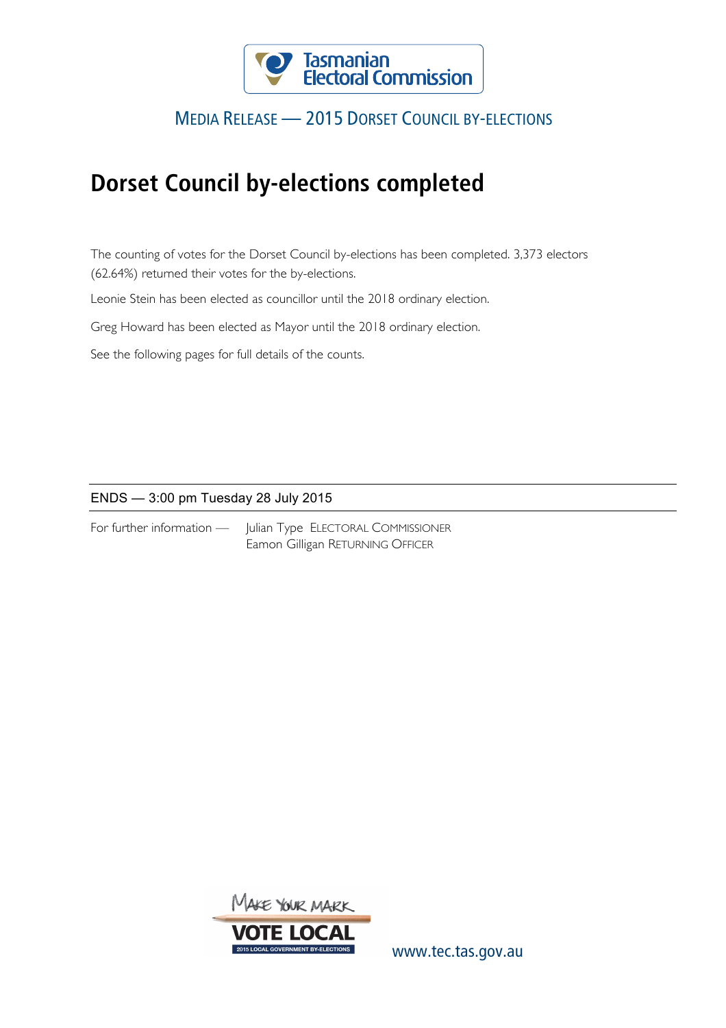Tasmanian Electoral Commission

MEDIA RELEASE — 2015 DORSET COUNCIL BY-ELECTIONS

# Dorset Council by-elections completed

The counting of votes for the Dorset Council by-elections has been completed. 3,373 electors (62.64%) returned their votes for the by-elections.

Leonie Stein has been elected as councillor until the 2018 ordinary election.

Greg Howard has been elected as Mayor until the 2018 ordinary election.

See the following pages for full details of the counts.

ENDS — 3:00 pm Tuesday 28 July 2015

For further information — Julian Type ELECTORAL COMMISSIONER
Eamon Gilligan RETURNING OFFICER

MAKE YOUR MARK
VOTE LOCAL
2015 LOCAL GOVERNMENT BY-ELECTIONS

www.tec.tas.gov.au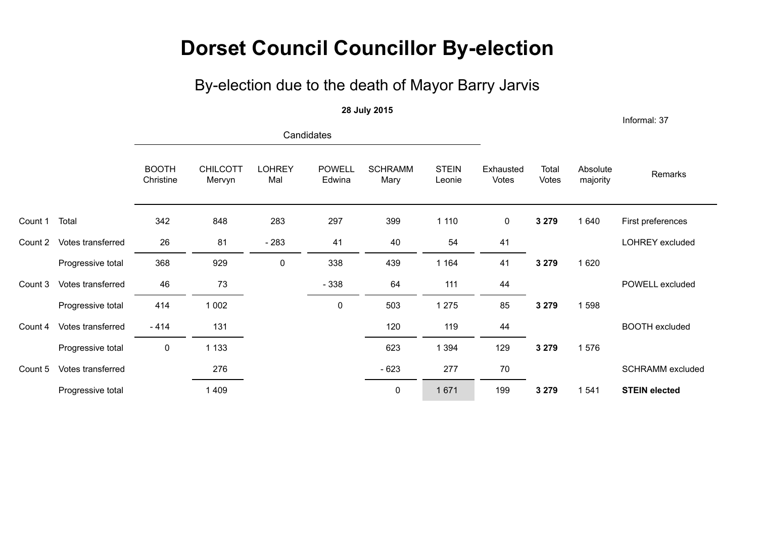# Dorset Council Councillor By-election

## By-election due to the death of Mayor Barry Jarvis

**28 July 2015**

Informal: 37

| | | Candidates | | | | | | | | | |
|---|---|---|---|---|---|---|---|---|---|---|---|
| | | BOOTH Christine | CHILCOTT Mervyn | LOHREY Mal | POWELL Edwina | SCHRAMM Mary | STEIN Leonie | Exhausted Votes | Total Votes | Absolute majority | Remarks |
| Count 1 | Total | 342 | 848 | 283 | 297 | 399 | 1 110 | 0 | **3 279** | 1 640 | First preferences |
| Count 2 | Votes transferred | 26 | 81 | - 283 | 41 | 40 | 54 | 41 | | | LOHREY excluded |
| | Progressive total | 368 | 929 | 0 | 338 | 439 | 1 164 | 41 | **3 279** | 1 620 | |
| Count 3 | Votes transferred | 46 | 73 | | - 338 | 64 | 111 | 44 | | | POWELL excluded |
| | Progressive total | 414 | 1 002 | | 0 | 503 | 1 275 | 85 | **3 279** | 1 598 | |
| Count 4 | Votes transferred | - 414 | 131 | | | 120 | 119 | 44 | | | BOOTH excluded |
| | Progressive total | 0 | 1 133 | | | 623 | 1 394 | 129 | **3 279** | 1 576 | |
| Count 5 | Votes transferred | | 276 | | | - 623 | 277 | 70 | | | SCHRAMM excluded |
| | Progressive total | | 1 409 | | | 0 | 1 671 | 199 | **3 279** | 1 541 | **STEIN elected** |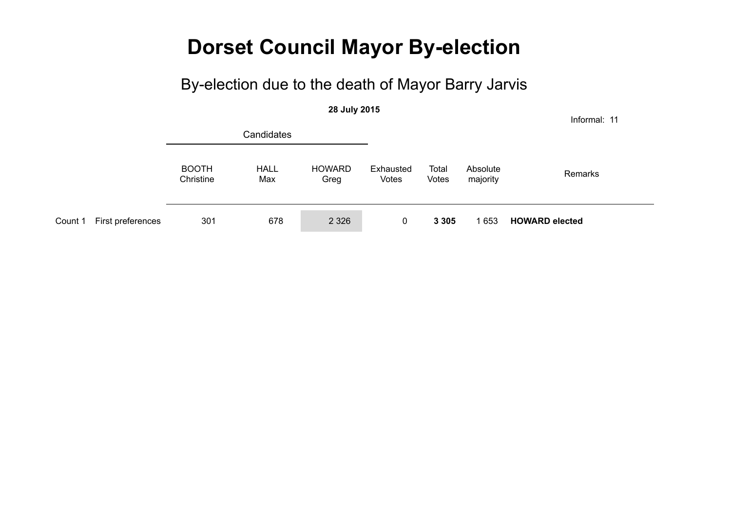# Dorset Council Mayor By-election

## By-election due to the death of Mayor Barry Jarvis

**28 July 2015**

Informal: 11

| | | Candidates | | | | | | |
|---|---|---|---|---|---|---|---|---|
| | | BOOTH Christine | HALL Max | HOWARD Greg | Exhausted Votes | Total Votes | Absolute majority | Remarks |
| Count 1 | First preferences | 301 | 678 | 2 326 | 0 | **3 305** | 1 653 | **HOWARD elected** |